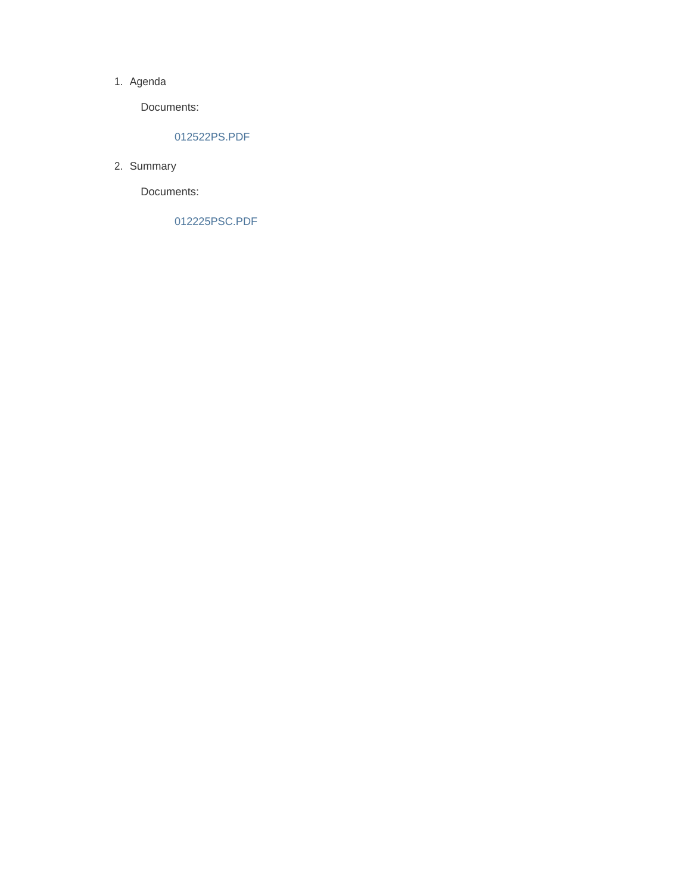1. Agenda

   Documents:

   012522PS.PDF

2. Summary

   Documents:

   012225PSC.PDF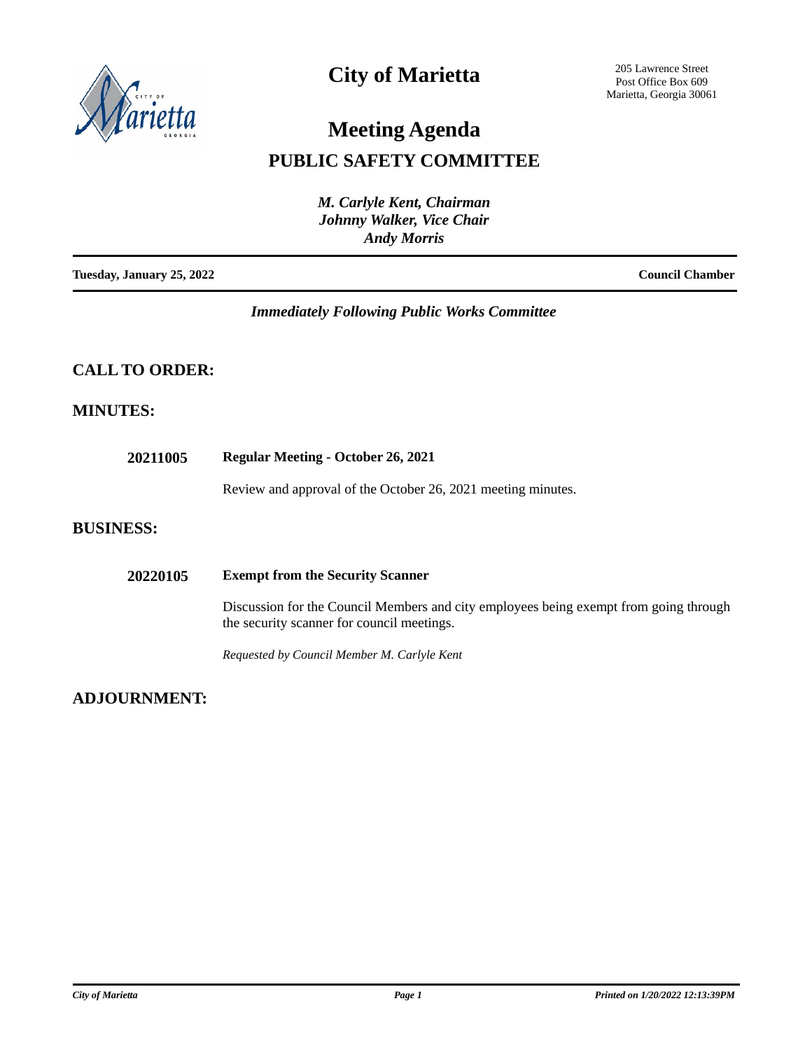# City of Marietta

205 Lawrence Street
Post Office Box 609
Marietta, Georgia 30061

# Meeting Agenda

## PUBLIC SAFETY COMMITTEE

*M. Carlyle Kent, Chairman*
*Johnny Walker, Vice Chair*
*Andy Morris*

**Tuesday, January 25, 2022** — **Council Chamber**

*Immediately Following Public Works Committee*

## CALL TO ORDER:

## MINUTES:

**20211005** **Regular Meeting - October 26, 2021**

Review and approval of the October 26, 2021 meeting minutes.

## BUSINESS:

**20220105** **Exempt from the Security Scanner**

Discussion for the Council Members and city employees being exempt from going through the security scanner for council meetings.

*Requested by Council Member M. Carlyle Kent*

## ADJOURNMENT: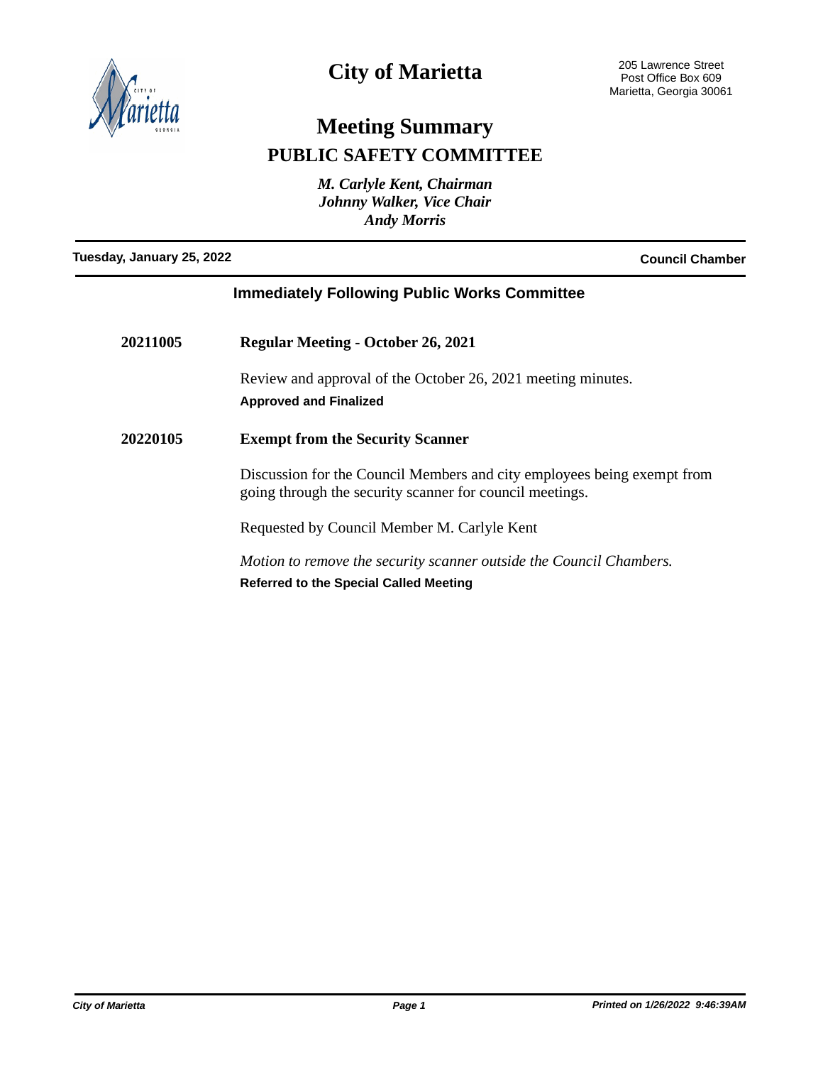# City of Marietta

205 Lawrence Street
Post Office Box 609
Marietta, Georgia 30061

# Meeting Summary

## PUBLIC SAFETY COMMITTEE

*M. Carlyle Kent, Chairman*
*Johnny Walker, Vice Chair*
*Andy Morris*

**Tuesday, January 25, 2022** — **Council Chamber**

### Immediately Following Public Works Committee

**20211005** **Regular Meeting - October 26, 2021**

Review and approval of the October 26, 2021 meeting minutes.

**Approved and Finalized**

**20220105** **Exempt from the Security Scanner**

Discussion for the Council Members and city employees being exempt from going through the security scanner for council meetings.

Requested by Council Member M. Carlyle Kent

*Motion to remove the security scanner outside the Council Chambers.*

**Referred to the Special Called Meeting**